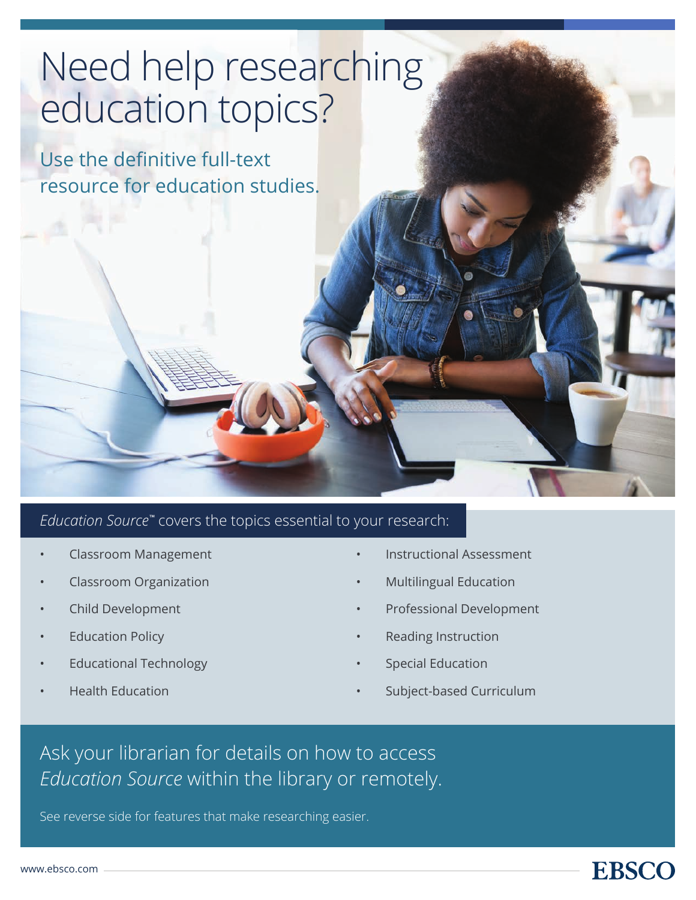# Need help researching education topics?

## Use the definitive full-text resource for education studies.

*Education Source*™ covers the topics essential to your research:

- Classroom Management
- Classroom Organization
- Child Development
- Education Policy
- Educational Technology
- Health Education
- Instructional Assessment
- Multilingual Education
- Professional Development
- Reading Instruction
- Special Education
- Subject-based Curriculum

## Ask your librarian for details on how to access *Education Source* within the library or remotely.

See reverse side for features that make researching easier.

www.ebsco.com

EBSCO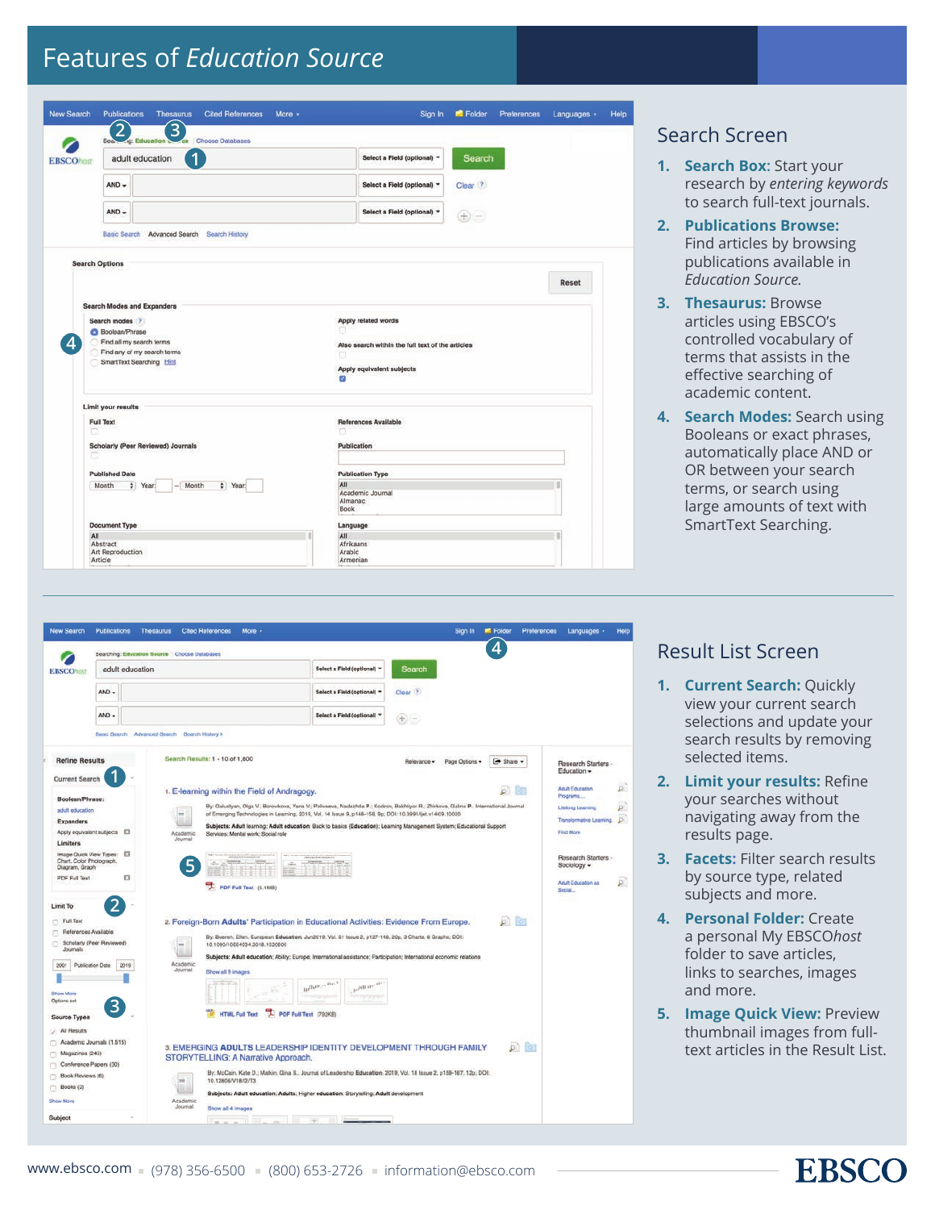# Features of *Education Source*

## Search Screen

1. **Search Box:** Start your research by *entering keywords* to search full-text journals.
2. **Publications Browse:** Find articles by browsing publications available in *Education Source.*
3. **Thesaurus:** Browse articles using EBSCO's controlled vocabulary of terms that assists in the effective searching of academic content.
4. **Search Modes:** Search using Booleans or exact phrases, automatically place AND or OR between your search terms, or search using large amounts of text with SmartText Searching.

## Result List Screen

1. **Current Search:** Quickly view your current search selections and update your search results by removing selected items.
2. **Limit your results:** Refine your searches without navigating away from the results page.
3. **Facets:** Filter search results by source type, related subjects and more.
4. **Personal Folder:** Create a personal My EBSCO*host* folder to save articles, links to searches, images and more.
5. **Image Quick View:** Preview thumbnail images from full-text articles in the Result List.

www.ebsco.com ▪ (978) 356-6500 ▪ (800) 653-2726 ▪ information@ebsco.com

EBSCO